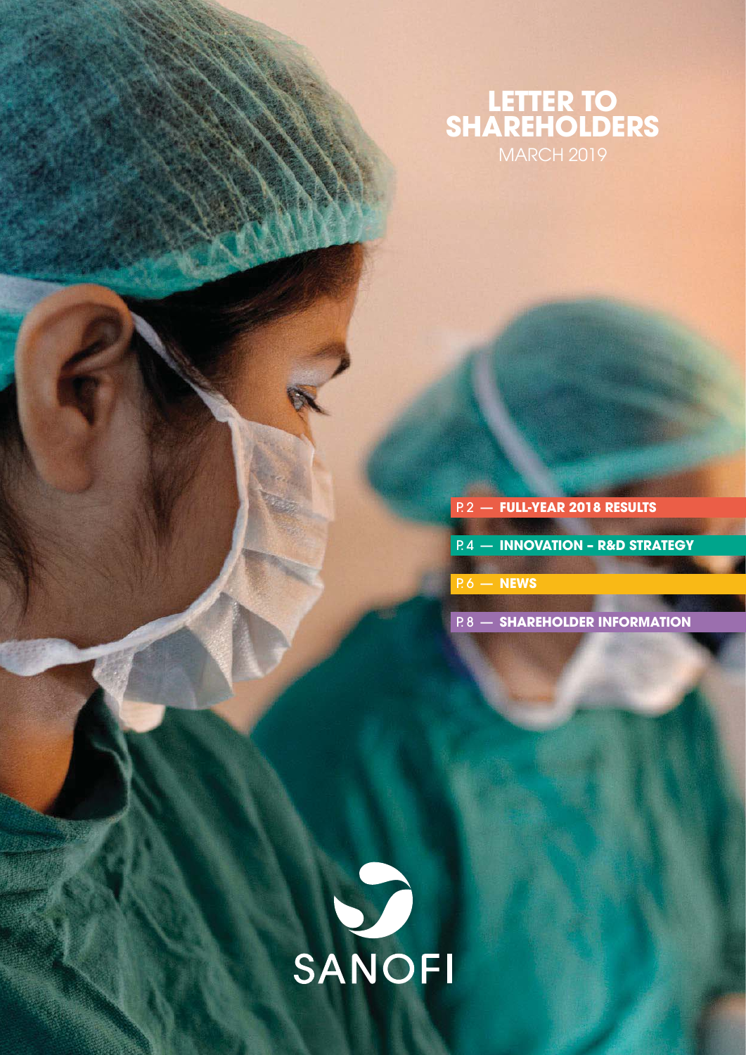# LETTER TO SHAREHOLDERS

MARCH 2019

- P. 2 — **FULL-YEAR 2018 RESULTS**
- P. 4 — **INNOVATION – R&D STRATEGY**
- P. 6 — **NEWS**
- P. 8 — **SHAREHOLDER INFORMATION**

SANOFI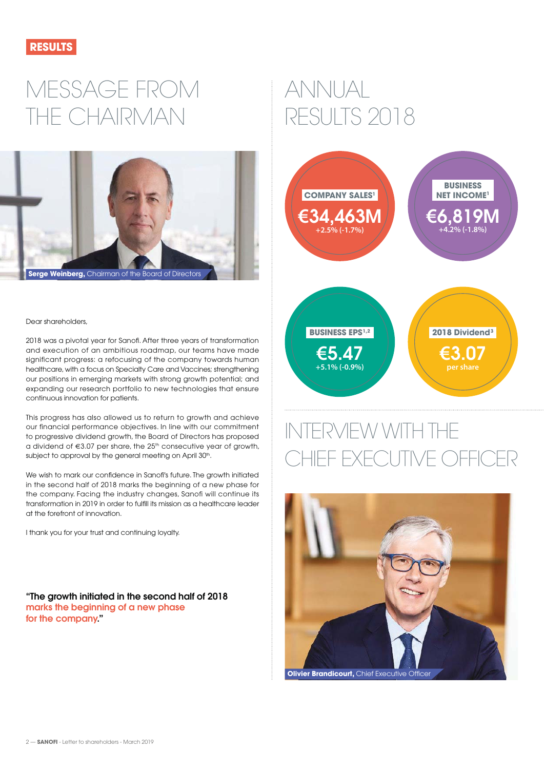RESULTS

# MESSAGE FROM THE CHAIRMAN

**Serge Weinberg,** Chairman of the Board of Directors

Dear shareholders,

2018 was a pivotal year for Sanofi. After three years of transformation and execution of an ambitious roadmap, our teams have made significant progress: a refocusing of the company towards human healthcare, with a focus on Specialty Care and Vaccines; strengthening our positions in emerging markets with strong growth potential; and expanding our research portfolio to new technologies that ensure continuous innovation for patients.

This progress has also allowed us to return to growth and achieve our financial performance objectives. In line with our commitment to progressive dividend growth, the Board of Directors has proposed a dividend of €3.07 per share, the 25th consecutive year of growth, subject to approval by the general meeting on April 30th.

We wish to mark our confidence in Sanofi's future. The growth initiated in the second half of 2018 marks the beginning of a new phase for the company. Facing the industry changes, Sanofi will continue its transformation in 2019 in order to fulfill its mission as a healthcare leader at the forefront of innovation.

I thank you for your trust and continuing loyalty.

**"The growth initiated in the second half of 2018 marks the beginning of a new phase for the company."**

# ANNUAL RESULTS 2018

**COMPANY SALES[1]**
**€34,463M**
+2.5% (-1.7%)

**BUSINESS NET INCOME[1]**
**€6,819M**
+4.2% (-1.8%)

**BUSINESS EPS[1,2]**
**€5.47**
+5.1% (-0.9%)

**2018 Dividend[3]**
**€3.07**
per share

# INTERVIEW WITH THE CHIEF EXECUTIVE OFFICER

**Olivier Brandicourt,** Chief Executive Officer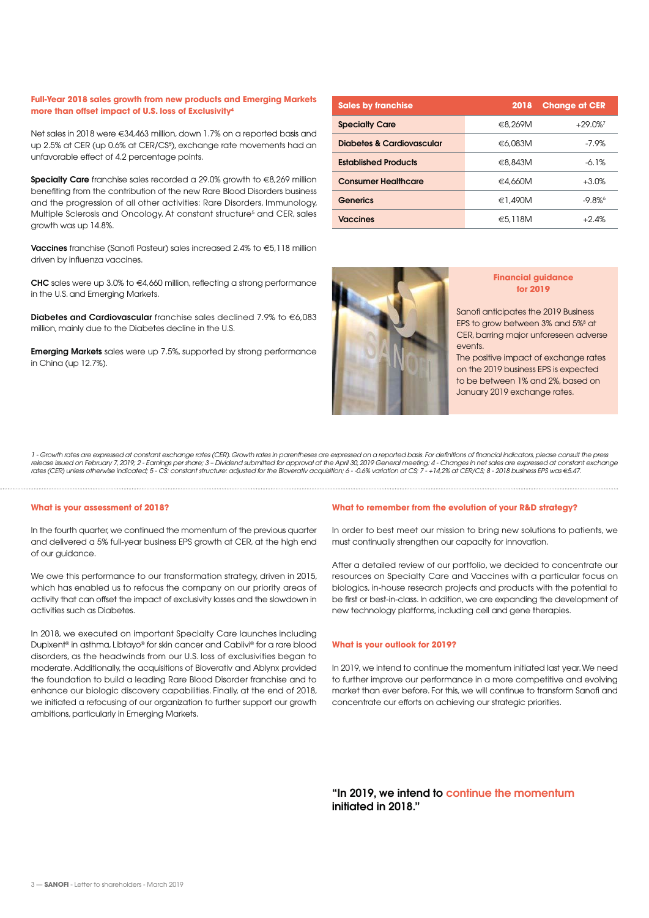### Full-Year 2018 sales growth from new products and Emerging Markets more than offset impact of U.S. loss of Exclusivity[4]

Net sales in 2018 were €34,463 million, down 1.7% on a reported basis and up 2.5% at CER (up 0.6% at CER/CS[5]), exchange rate movements had an unfavorable effect of 4.2 percentage points.

**Specialty Care** franchise sales recorded a 29.0% growth to €8,269 million benefiting from the contribution of the new Rare Blood Disorders business and the progression of all other activities: Rare Disorders, Immunology, Multiple Sclerosis and Oncology. At constant structure[5] and CER, sales growth was up 14.8%.

**Vaccines** franchise (Sanofi Pasteur) sales increased 2.4% to €5,118 million driven by influenza vaccines.

**CHC** sales were up 3.0% to €4,660 million, reflecting a strong performance in the U.S. and Emerging Markets.

**Diabetes and Cardiovascular** franchise sales declined 7.9% to €6,083 million, mainly due to the Diabetes decline in the U.S.

**Emerging Markets** sales were up 7.5%, supported by strong performance in China (up 12.7%).

| Sales by franchise | 2018 | Change at CER |
|---|---|---|
| Specialty Care | €8,269M | +29.0%[7] |
| Diabetes & Cardiovascular | €6,083M | -7.9% |
| Established Products | €8,843M | -6.1% |
| Consumer Healthcare | €4,660M | +3.0% |
| Generics | €1,490M | -9.8%[6] |
| Vaccines | €5,118M | +2.4% |

### Financial guidance for 2019

Sanofi anticipates the 2019 Business EPS to grow between 3% and 5%[8] at CER, barring major unforeseen adverse events.
The positive impact of exchange rates on the 2019 business EPS is expected to be between 1% and 2%, based on January 2019 exchange rates.

*1 - Growth rates are expressed at constant exchange rates (CER). Growth rates in parentheses are expressed on a reported basis. For definitions of financial indicators, please consult the press release issued on February 7, 2019; 2 - Earnings per share; 3 – Dividend submitted for approval at the April 30, 2019 General meeting; 4 - Changes in net sales are expressed at constant exchange rates (CER) unless otherwise indicated; 5 - CS: constant structure: adjusted for the Bioverativ acquisition; 6 - -0.6% variation at CS; 7 - +14,2% at CER/CS; 8 - 2018 business EPS was €5.47.*

### What is your assessment of 2018?

In the fourth quarter, we continued the momentum of the previous quarter and delivered a 5% full-year business EPS growth at CER, at the high end of our guidance.

We owe this performance to our transformation strategy, driven in 2015, which has enabled us to refocus the company on our priority areas of activity that can offset the impact of exclusivity losses and the slowdown in activities such as Diabetes.

In 2018, we executed on important Specialty Care launches including Dupixent® in asthma, Libtayo® for skin cancer and Cablivi® for a rare blood disorders, as the headwinds from our U.S. loss of exclusivities began to moderate. Additionally, the acquisitions of Bioverativ and Ablynx provided the foundation to build a leading Rare Blood Disorder franchise and to enhance our biologic discovery capabilities. Finally, at the end of 2018, we initiated a refocusing of our organization to further support our growth ambitions, particularly in Emerging Markets.

### What to remember from the evolution of your R&D strategy?

In order to best meet our mission to bring new solutions to patients, we must continually strengthen our capacity for innovation.

After a detailed review of our portfolio, we decided to concentrate our resources on Specialty Care and Vaccines with a particular focus on biologics, in-house research projects and products with the potential to be first or best-in-class. In addition, we are expanding the development of new technology platforms, including cell and gene therapies.

### What is your outlook for 2019?

In 2019, we intend to continue the momentum initiated last year. We need to further improve our performance in a more competitive and evolving market than ever before. For this, we will continue to transform Sanofi and concentrate our efforts on achieving our strategic priorities.

**"In 2019, we intend to continue the momentum initiated in 2018."**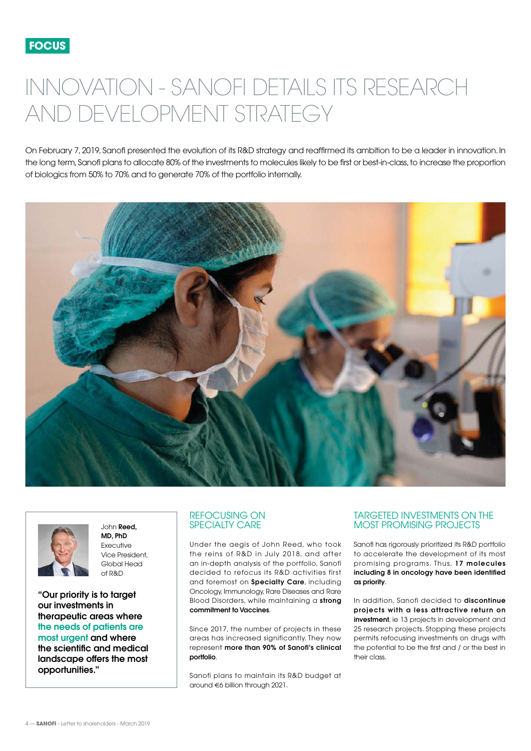FOCUS

# INNOVATION - SANOFI DETAILS ITS RESEARCH AND DEVELOPMENT STRATEGY

On February 7, 2019, Sanofi presented the evolution of its R&D strategy and reaffirmed its ambition to be a leader in innovation. In the long term, Sanofi plans to allocate 80% of the investments to molecules likely to be first or best-in-class, to increase the proportion of biologics from 50% to 70% and to generate 70% of the portfolio internally.

John **Reed, MD, PhD**
Executive Vice President, Global Head of R&D

**"Our priority is to target our investments in therapeutic areas where the needs of patients are most urgent and where the scientific and medical landscape offers the most opportunities."**

## REFOCUSING ON SPECIALTY CARE

Under the aegis of John Reed, who took the reins of R&D in July 2018, and after an in-depth analysis of the portfolio, Sanofi decided to refocus its R&D activities first and foremost on **Specialty Care**, including Oncology, Immunology, Rare Diseases and Rare Blood Disorders, while maintaining a **strong commitment to Vaccines**.

Since 2017, the number of projects in these areas has increased significantly. They now represent **more than 90% of Sanofi's clinical portfolio**.

Sanofi plans to maintain its R&D budget at around €6 billion through 2021.

## TARGETED INVESTMENTS ON THE MOST PROMISING PROJECTS

Sanofi has rigorously prioritized its R&D portfolio to accelerate the development of its most promising programs. Thus, **17 molecules including 8 in oncology have been identified as priority**.

In addition, Sanofi decided to **discontinue projects with a less attractive return on investment**, ie 13 projects in development and 25 research projects. Stopping these projects permits refocusing investments on drugs with the potential to be the first and / or the best in their class.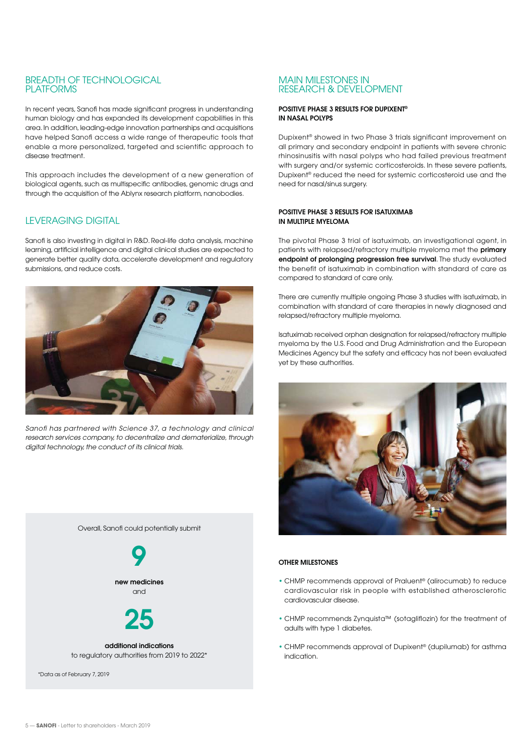## BREADTH OF TECHNOLOGICAL PLATFORMS

In recent years, Sanofi has made significant progress in understanding human biology and has expanded its development capabilities in this area. In addition, leading-edge innovation partnerships and acquisitions have helped Sanofi access a wide range of therapeutic tools that enable a more personalized, targeted and scientific approach to disease treatment.

This approach includes the development of a new generation of biological agents, such as multispecific antibodies, genomic drugs and through the acquisition of the Ablynx research platform, nanobodies.

## LEVERAGING DIGITAL

Sanofi is also investing in digital in R&D. Real-life data analysis, machine learning, artificial intelligence and digital clinical studies are expected to generate better quality data, accelerate development and regulatory submissions, and reduce costs.

*Sanofi has partnered with Science 37, a technology and clinical research services company, to decentralize and dematerialize, through digital technology, the conduct of its clinical trials.*

Overall, Sanofi could potentially submit

**9**

**new medicines**
and

**25**

**additional indications**
to regulatory authorities from 2019 to 2022*

*Data as of February 7, 2019

## MAIN MILESTONES IN RESEARCH & DEVELOPMENT

### POSITIVE PHASE 3 RESULTS FOR DUPIXENT® IN NASAL POLYPS

Dupixent® showed in two Phase 3 trials significant improvement on all primary and secondary endpoint in patients with severe chronic rhinosinusitis with nasal polyps who had failed previous treatment with surgery and/or systemic corticosteroids. In these severe patients, Dupixent® reduced the need for systemic corticosteroid use and the need for nasal/sinus surgery.

### POSITIVE PHASE 3 RESULTS FOR ISATUXIMAB IN MULTIPLE MYELOMA

The pivotal Phase 3 trial of isatuximab, an investigational agent, in patients with relapsed/refractory multiple myeloma met the **primary endpoint of prolonging progression free survival**. The study evaluated the benefit of isatuximab in combination with standard of care as compared to standard of care only.

There are currently multiple ongoing Phase 3 studies with isatuximab, in combination with standard of care therapies in newly diagnosed and relapsed/refractory multiple myeloma.

Isatuximab received orphan designation for relapsed/refractory multiple myeloma by the U.S. Food and Drug Administration and the European Medicines Agency but the safety and efficacy has not been evaluated yet by these authorities.

### OTHER MILESTONES

- CHMP recommends approval of Praluent® (alirocumab) to reduce cardiovascular risk in people with established atherosclerotic cardiovascular disease.
- CHMP recommends Zynquista™ (sotagliflozin) for the treatment of adults with type 1 diabetes.
- CHMP recommends approval of Dupixent® (dupilumab) for asthma indication.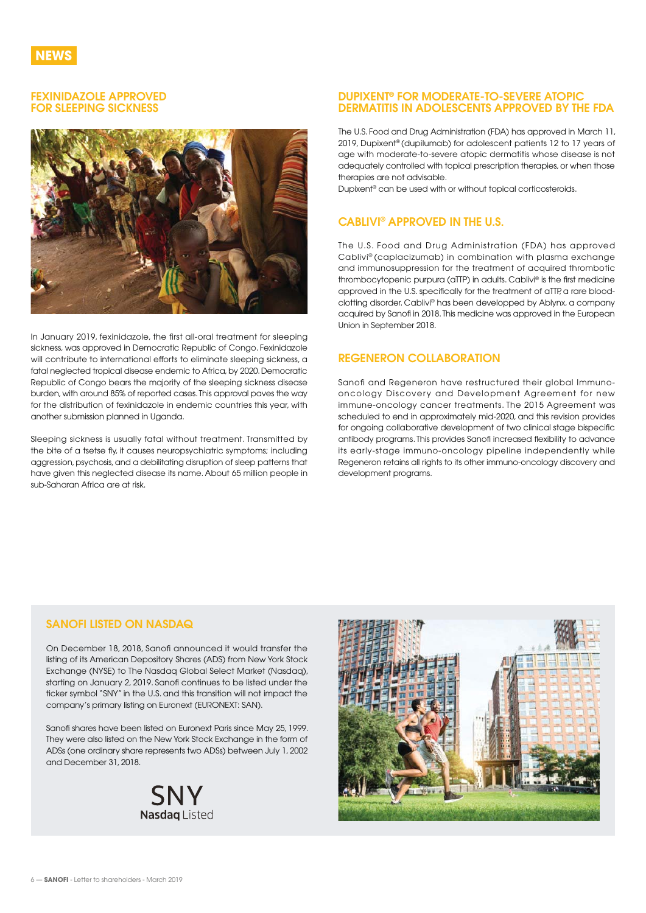# NEWS

## FEXINIDAZOLE APPROVED FOR SLEEPING SICKNESS

In January 2019, fexinidazole, the first all-oral treatment for sleeping sickness, was approved in Democratic Republic of Congo. Fexinidazole will contribute to international efforts to eliminate sleeping sickness, a fatal neglected tropical disease endemic to Africa, by 2020. Democratic Republic of Congo bears the majority of the sleeping sickness disease burden, with around 85% of reported cases. This approval paves the way for the distribution of fexinidazole in endemic countries this year, with another submission planned in Uganda.

Sleeping sickness is usually fatal without treatment. Transmitted by the bite of a tsetse fly, it causes neuropsychiatric symptoms; including aggression, psychosis, and a debilitating disruption of sleep patterns that have given this neglected disease its name. About 65 million people in sub-Saharan Africa are at risk.

## DUPIXENT® FOR MODERATE-TO-SEVERE ATOPIC DERMATITIS IN ADOLESCENTS APPROVED BY THE FDA

The U.S. Food and Drug Administration (FDA) has approved in March 11, 2019, Dupixent® (dupilumab) for adolescent patients 12 to 17 years of age with moderate-to-severe atopic dermatitis whose disease is not adequately controlled with topical prescription therapies, or when those therapies are not advisable.
Dupixent® can be used with or without topical corticosteroids.

## CABLIVI® APPROVED IN THE U.S.

The U.S. Food and Drug Administration (FDA) has approved Cablivi® (caplacizumab) in combination with plasma exchange and immunosuppression for the treatment of acquired thrombotic thrombocytopenic purpura (aTTP) in adults. Cablivi® is the first medicine approved in the U.S. specifically for the treatment of aTTP, a rare blood-clotting disorder. Cablivi® has been developped by Ablynx, a company acquired by Sanofi in 2018. This medicine was approved in the European Union in September 2018.

## REGENERON COLLABORATION

Sanofi and Regeneron have restructured their global Immuno-oncology Discovery and Development Agreement for new immune-oncology cancer treatments. The 2015 Agreement was scheduled to end in approximately mid-2020, and this revision provides for ongoing collaborative development of two clinical stage bispecific antibody programs. This provides Sanofi increased flexibility to advance its early-stage immuno-oncology pipeline independently while Regeneron retains all rights to its other immuno-oncology discovery and development programs.

## SANOFI LISTED ON NASDAQ

On December 18, 2018, Sanofi announced it would transfer the listing of its American Depository Shares (ADS) from New York Stock Exchange (NYSE) to The Nasdaq Global Select Market (Nasdaq), starting on January 2, 2019. Sanofi continues to be listed under the ticker symbol "SNY" in the U.S. and this transition will not impact the company's primary listing on Euronext (EURONEXT: SAN).

Sanofi shares have been listed on Euronext Paris since May 25, 1999. They were also listed on the New York Stock Exchange in the form of ADSs (one ordinary share represents two ADSs) between July 1, 2002 and December 31, 2018.

SNY
**Nasdaq** Listed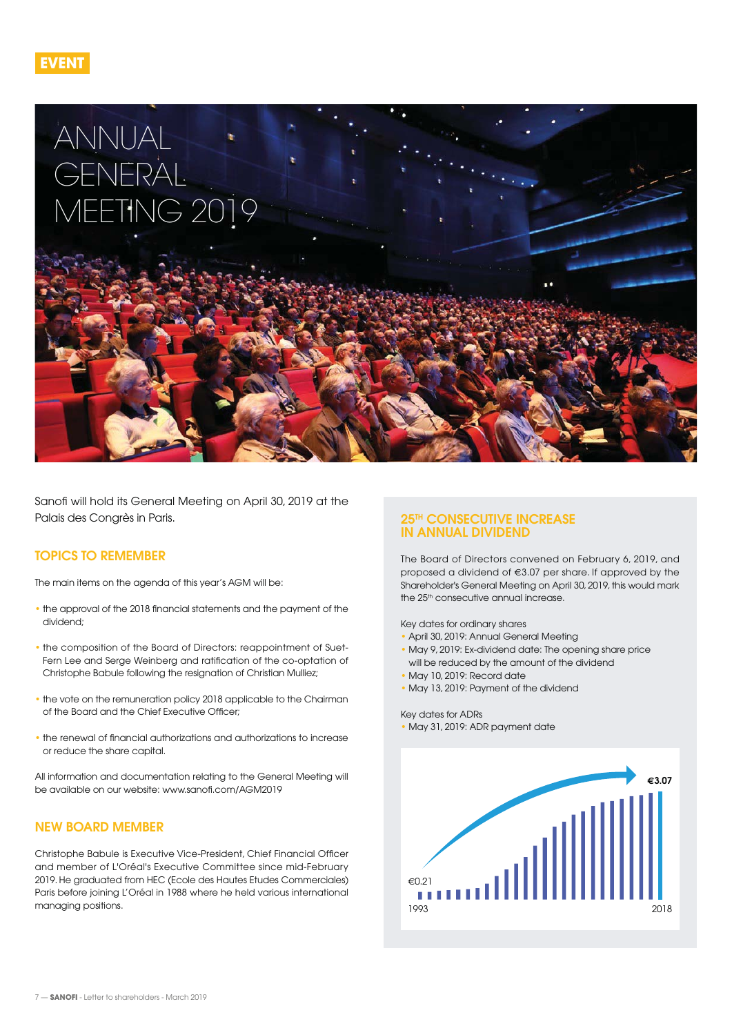EVENT

# ANNUAL GENERAL MEETING 2019

Sanofi will hold its General Meeting on April 30, 2019 at the Palais des Congrès in Paris.

## TOPICS TO REMEMBER

The main items on the agenda of this year's AGM will be:

- the approval of the 2018 financial statements and the payment of the dividend;
- the composition of the Board of Directors: reappointment of Suet-Fern Lee and Serge Weinberg and ratification of the co-optation of Christophe Babule following the resignation of Christian Mulliez;
- the vote on the remuneration policy 2018 applicable to the Chairman of the Board and the Chief Executive Officer;
- the renewal of financial authorizations and authorizations to increase or reduce the share capital.

All information and documentation relating to the General Meeting will be available on our website: www.sanofi.com/AGM2019

## NEW BOARD MEMBER

Christophe Babule is Executive Vice-President, Chief Financial Officer and member of L'Oréal's Executive Committee since mid-February 2019. He graduated from HEC (Ecole des Hautes Etudes Commerciales) Paris before joining L'Oréal in 1988 where he held various international managing positions.

## 25TH CONSECUTIVE INCREASE IN ANNUAL DIVIDEND

The Board of Directors convened on February 6, 2019, and proposed a dividend of €3.07 per share. If approved by the Shareholder's General Meeting on April 30, 2019, this would mark the 25th consecutive annual increase.

Key dates for ordinary shares

- April 30, 2019: Annual General Meeting
- May 9, 2019: Ex-dividend date: The opening share price will be reduced by the amount of the dividend
- May 10, 2019: Record date
- May 13, 2019: Payment of the dividend

Key dates for ADRs

- May 31, 2019: ADR payment date

€3.07

€0.21

1993 2018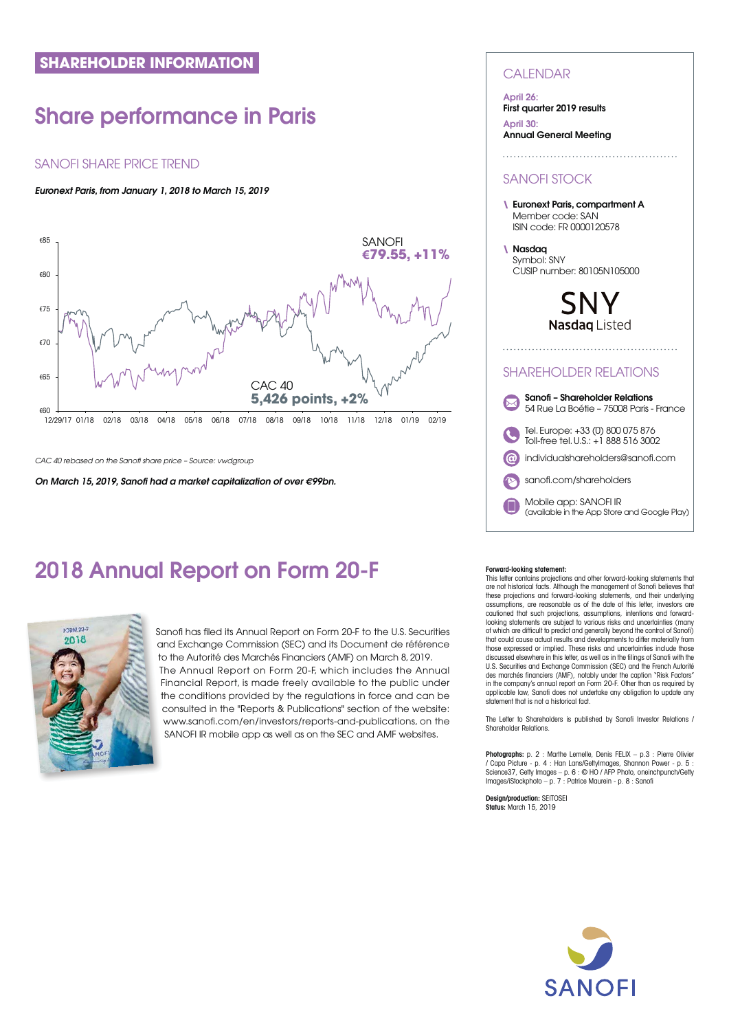**SHAREHOLDER INFORMATION**

# Share performance in Paris

## SANOFI SHARE PRICE TREND

***Euronext Paris, from January 1, 2018 to March 15, 2019***

SANOFI
**€79.55, +11%**

CAC 40
**5,426 points, +2%**

€85
€80
€75
€70
€65
€60

12/29/17 01/18 02/18 03/18 04/18 05/18 06/18 07/18 08/18 09/18 10/18 11/18 12/18 01/19 02/19

*CAC 40 rebased on the Sanofi share price – Source: vwdgroup*

***On March 15, 2019, Sanofi had a market capitalization of over €99bn.***

# 2018 Annual Report on Form 20-F

Sanofi has filed its Annual Report on Form 20-F to the U.S. Securities and Exchange Commission (SEC) and its Document de référence to the Autorité des Marchés Financiers (AMF) on March 8, 2019. The Annual Report on Form 20-F, which includes the Annual Financial Report, is made freely available to the public under the conditions provided by the regulations in force and can be consulted in the "Reports & Publications" section of the website: www.sanofi.com/en/investors/reports-and-publications, on the SANOFI IR mobile app as well as on the SEC and AMF websites.

## CALENDAR

**April 26:**
**First quarter 2019 results**

**April 30:**
**Annual General Meeting**

## SANOFI STOCK

**Euronext Paris, compartment A**
Member code: SAN
ISIN code: FR 0000120578

**Nasdaq**
Symbol: SNY
CUSIP number: 80105N105000

SNY
**Nasdaq** Listed

## SHAREHOLDER RELATIONS

**Sanofi – Shareholder Relations**
54 Rue La Boétie – 75008 Paris - France

Tel. Europe: +33 (0) 800 075 876
Toll-free tel. U.S.: +1 888 516 3002

individualshareholders@sanofi.com

sanofi.com/shareholders

Mobile app: SANOFI IR
(available in the App Store and Google Play)

**Forward-looking statement:**
This letter contains projections and other forward-looking statements that are not historical facts. Although the management of Sanofi believes that these projections and forward-looking statements, and their underlying assumptions, are reasonable as of the date of this letter, investors are cautioned that such projections, assumptions, intentions and forward-looking statements are subject to various risks and uncertainties (many of which are difficult to predict and generally beyond the control of Sanofi) that could cause actual results and developments to differ materially from those expressed or implied. These risks and uncertainties include those discussed elsewhere in this letter, as well as in the filings of Sanofi with the U.S. Securities and Exchange Commission (SEC) and the French Autorité des marchés financiers (AMF), notably under the caption "Risk Factors" in the company's annual report on Form 20-F. Other than as required by applicable law, Sanofi does not undertake any obligation to update any statement that is not a historical fact.

The Letter to Shareholders is published by Sanofi Investor Relations / Shareholder Relations.

**Photographs:** p. 2 : Marthe Lemelle, Denis FELIX – p.3 : Pierre Olivier / Capa Picture - p. 4 : Han Lans/GettyImages, Shannon Power - p. 5 : Science37, Getty Images – p. 6 : © HO / AFP Photo, oneinchpunch/Getty Images/iStockphoto – p. 7 : Patrice Maurein - p. 8 : Sanofi

**Design/production:** SEITOSEI
**Status:** March 15, 2019

SANOFI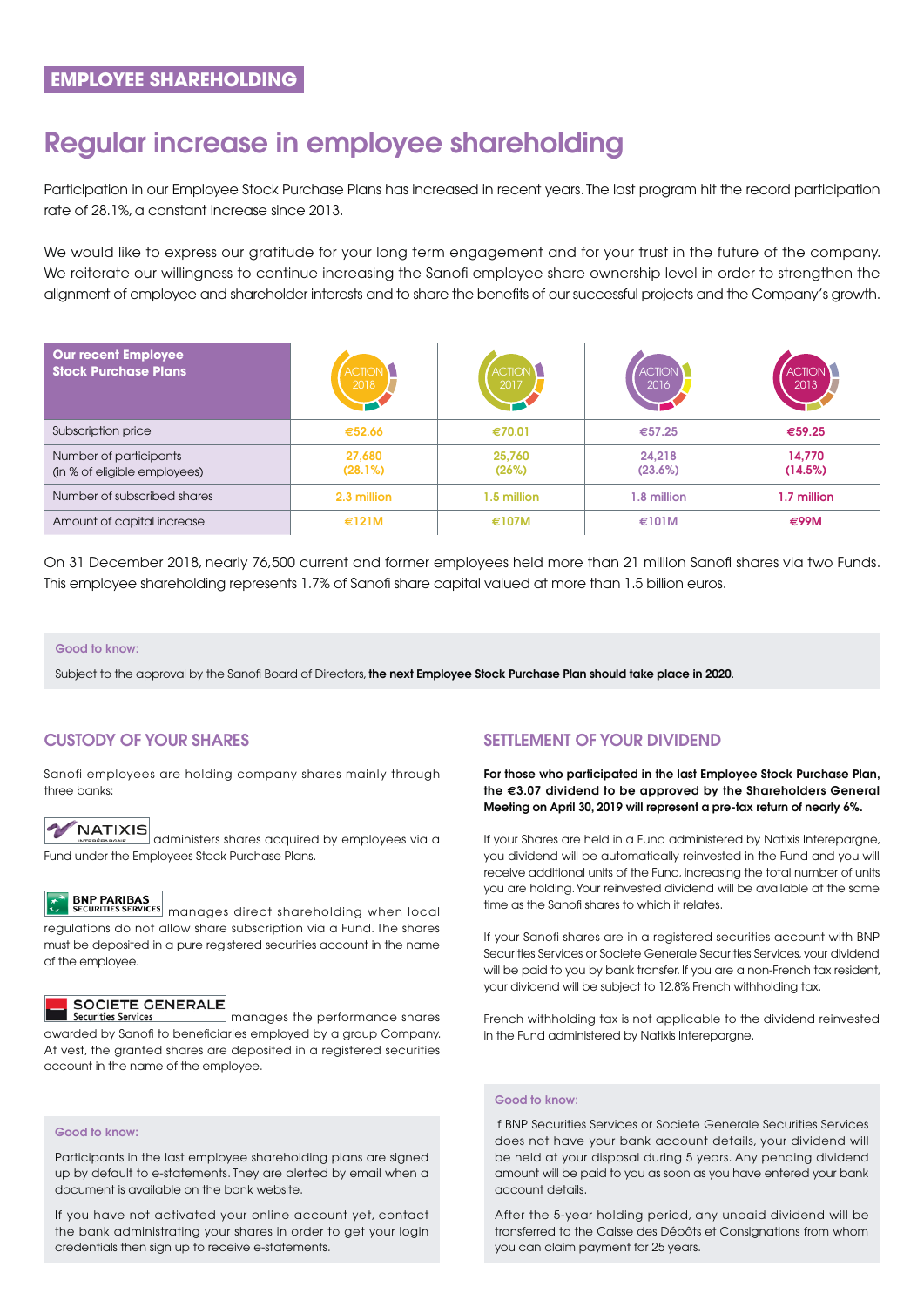**EMPLOYEE SHAREHOLDING**

# Regular increase in employee shareholding

Participation in our Employee Stock Purchase Plans has increased in recent years. The last program hit the record participation rate of 28.1%, a constant increase since 2013.

We would like to express our gratitude for your long term engagement and for your trust in the future of the company. We reiterate our willingness to continue increasing the Sanofi employee share ownership level in order to strengthen the alignment of employee and shareholder interests and to share the benefits of our successful projects and the Company's growth.

| Our recent Employee Stock Purchase Plans | ACTION 2018 | ACTION 2017 | ACTION 2016 | ACTION 2013 |
|---|---|---|---|---|
| Subscription price | €52.66 | €70.01 | €57.25 | €59.25 |
| Number of participants (in % of eligible employees) | 27,680 (28.1%) | 25,760 (26%) | 24,218 (23.6%) | 14,770 (14.5%) |
| Number of subscribed shares | 2.3 million | 1.5 million | 1.8 million | 1.7 million |
| Amount of capital increase | €121M | €107M | €101M | €99M |

On 31 December 2018, nearly 76,500 current and former employees held more than 21 million Sanofi shares via two Funds. This employee shareholding represents 1.7% of Sanofi share capital valued at more than 1.5 billion euros.

**Good to know:**

Subject to the approval by the Sanofi Board of Directors, **the next Employee Stock Purchase Plan should take place in 2020**.

## CUSTODY OF YOUR SHARES

Sanofi employees are holding company shares mainly through three banks:

NATIXIS administers shares acquired by employees via a Fund under the Employees Stock Purchase Plans.

BNP PARIBAS SECURITIES SERVICES manages direct shareholding when local regulations do not allow share subscription via a Fund. The shares must be deposited in a pure registered securities account in the name of the employee.

SOCIETE GENERALE Securities Services manages the performance shares awarded by Sanofi to beneficiaries employed by a group Company. At vest, the granted shares are deposited in a registered securities account in the name of the employee.

**Good to know:**

Participants in the last employee shareholding plans are signed up by default to e-statements. They are alerted by email when a document is available on the bank website.

If you have not activated your online account yet, contact the bank administrating your shares in order to get your login credentials then sign up to receive e-statements.

## SETTLEMENT OF YOUR DIVIDEND

**For those who participated in the last Employee Stock Purchase Plan, the €3.07 dividend to be approved by the Shareholders General Meeting on April 30, 2019 will represent a pre-tax return of nearly 6%.**

If your Shares are held in a Fund administered by Natixis Interepargne, you dividend will be automatically reinvested in the Fund and you will receive additional units of the Fund, increasing the total number of units you are holding. Your reinvested dividend will be available at the same time as the Sanofi shares to which it relates.

If your Sanofi shares are in a registered securities account with BNP Securities Services or Societe Generale Securities Services, your dividend will be paid to you by bank transfer. If you are a non-French tax resident, your dividend will be subject to 12.8% French withholding tax.

French withholding tax is not applicable to the dividend reinvested in the Fund administered by Natixis Interepargne.

**Good to know:**

If BNP Securities Services or Societe Generale Securities Services does not have your bank account details, your dividend will be held at your disposal during 5 years. Any pending dividend amount will be paid to you as soon as you have entered your bank account details.

After the 5-year holding period, any unpaid dividend will be transferred to the Caisse des Dépôts et Consignations from whom you can claim payment for 25 years.